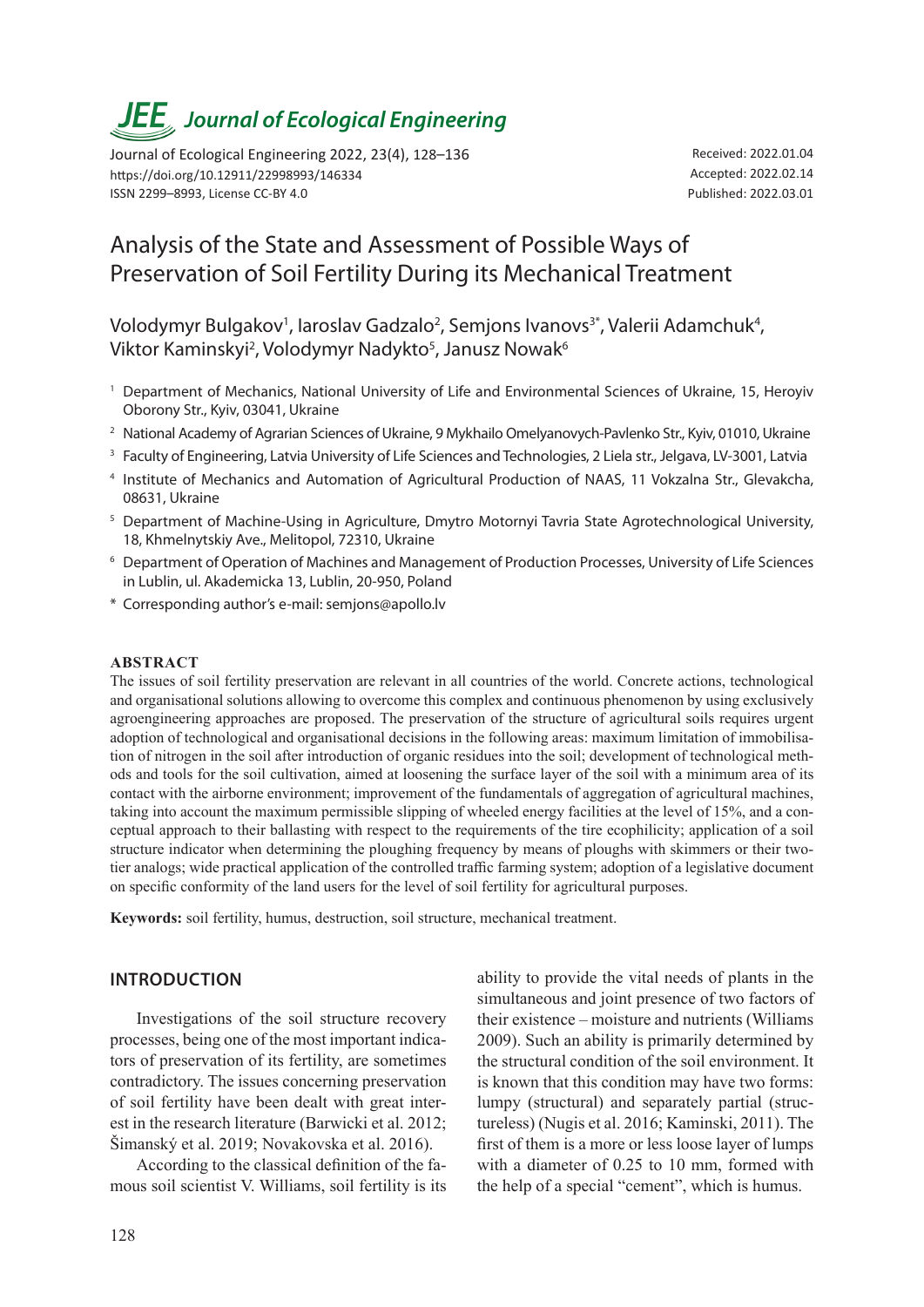# *Journal of Ecological Engineering*

Journal of Ecological Engineering 2022, 23(4), 128–136
https://doi.org/10.12911/22998993/146334
ISSN 2299–8993, License CC-BY 4.0

Received: 2022.01.04
Accepted: 2022.02.14
Published: 2022.03.01

# Analysis of the State and Assessment of Possible Ways of Preservation of Soil Fertility During its Mechanical Treatment

Volodymyr Bulgakov[1], Iaroslav Gadzalo[2], Semjons Ivanovs[3*], Valerii Adamchuk[4], Viktor Kaminskyi[2], Volodymyr Nadykto[5], Janusz Nowak[6]

[1] Department of Mechanics, National University of Life and Environmental Sciences of Ukraine, 15, Heroyiv Oborony Str., Kyiv, 03041, Ukraine

[2] National Academy of Agrarian Sciences of Ukraine, 9 Mykhailo Omelyanovych-Pavlenko Str., Kyiv, 01010, Ukraine

[3] Faculty of Engineering, Latvia University of Life Sciences and Technologies, 2 Liela str., Jelgava, LV-3001, Latvia

[4] Institute of Mechanics and Automation of Agricultural Production of NAAS, 11 Vokzalna Str., Glevakcha, 08631, Ukraine

[5] Department of Machine-Using in Agriculture, Dmytro Motornyi Tavria State Agrotechnological University, 18, Khmelnytskiy Ave., Melitopol, 72310, Ukraine

[6] Department of Operation of Machines and Management of Production Processes, University of Life Sciences in Lublin, ul. Akademicka 13, Lublin, 20-950, Poland

\* Corresponding author's e-mail: semjons@apollo.lv

## ABSTRACT

The issues of soil fertility preservation are relevant in all countries of the world. Concrete actions, technological and organisational solutions allowing to overcome this complex and continuous phenomenon by using exclusively agroengineering approaches are proposed. The preservation of the structure of agricultural soils requires urgent adoption of technological and organisational decisions in the following areas: maximum limitation of immobilisation of nitrogen in the soil after introduction of organic residues into the soil; development of technological methods and tools for the soil cultivation, aimed at loosening the surface layer of the soil with a minimum area of its contact with the airborne environment; improvement of the fundamentals of aggregation of agricultural machines, taking into account the maximum permissible slipping of wheeled energy facilities at the level of 15%, and a conceptual approach to their ballasting with respect to the requirements of the tire ecophilicity; application of a soil structure indicator when determining the ploughing frequency by means of ploughs with skimmers or their two-tier analogs; wide practical application of the controlled traffic farming system; adoption of a legislative document on specific conformity of the land users for the level of soil fertility for agricultural purposes.

**Keywords:** soil fertility, humus, destruction, soil structure, mechanical treatment.

## INTRODUCTION

Investigations of the soil structure recovery processes, being one of the most important indicators of preservation of its fertility, are sometimes contradictory. The issues concerning preservation of soil fertility have been dealt with great interest in the research literature (Barwicki et al. 2012; Šimanský et al. 2019; Novakovska et al. 2016).

According to the classical definition of the famous soil scientist V. Williams, soil fertility is its ability to provide the vital needs of plants in the simultaneous and joint presence of two factors of their existence – moisture and nutrients (Williams 2009). Such an ability is primarily determined by the structural condition of the soil environment. It is known that this condition may have two forms: lumpy (structural) and separately partial (structureless) (Nugis et al. 2016; Kaminski, 2011). The first of them is a more or less loose layer of lumps with a diameter of 0.25 to 10 mm, formed with the help of a special "cement", which is humus.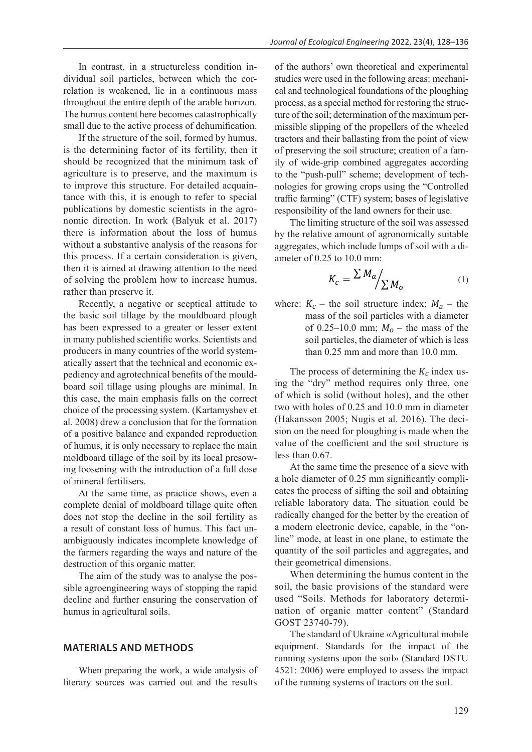In contrast, in a structureless condition individual soil particles, between which the correlation is weakened, lie in a continuous mass throughout the entire depth of the arable horizon. The humus content here becomes catastrophically small due to the active process of dehumification.

If the structure of the soil, formed by humus, is the determining factor of its fertility, then it should be recognized that the minimum task of agriculture is to preserve, and the maximum is to improve this structure. For detailed acquaintance with this, it is enough to refer to special publications by domestic scientists in the agronomic direction. In work (Balyuk et al. 2017) there is information about the loss of humus without a substantive analysis of the reasons for this process. If a certain consideration is given, then it is aimed at drawing attention to the need of solving the problem how to increase humus, rather than preserve it.

Recently, a negative or sceptical attitude to the basic soil tillage by the mouldboard plough has been expressed to a greater or lesser extent in many published scientific works. Scientists and producers in many countries of the world systematically assert that the technical and economic expediency and agrotechnical benefits of the mouldboard soil tillage using ploughs are minimal. In this case, the main emphasis falls on the correct choice of the processing system. (Kartamyshev et al. 2008) drew a conclusion that for the formation of a positive balance and expanded reproduction of humus, it is only necessary to replace the main moldboard tillage of the soil by its local presowing loosening with the introduction of a full dose of mineral fertilisers.

At the same time, as practice shows, even a complete denial of moldboard tillage quite often does not stop the decline in the soil fertility as a result of constant loss of humus. This fact unambiguously indicates incomplete knowledge of the farmers regarding the ways and nature of the destruction of this organic matter.

The aim of the study was to analyse the possible agroengineering ways of stopping the rapid decline and further ensuring the conservation of humus in agricultural soils.

## MATERIALS AND METHODS

When preparing the work, a wide analysis of literary sources was carried out and the results of the authors' own theoretical and experimental studies were used in the following areas: mechanical and technological foundations of the ploughing process, as a special method for restoring the structure of the soil; determination of the maximum permissible slipping of the propellers of the wheeled tractors and their ballasting from the point of view of preserving the soil structure; creation of a family of wide-grip combined aggregates according to the "push-pull" scheme; development of technologies for growing crops using the "Controlled traffic farming" (CTF) system; bases of legislative responsibility of the land owners for their use.

The limiting structure of the soil was assessed by the relative amount of agronomically suitable aggregates, which include lumps of soil with a diameter of 0.25 to 10.0 mm:

$$K_c = \sum M_a \Big/ \sum M_o \tag{1}$$

where: $K_c$ – the soil structure index; $M_a$ – the mass of the soil particles with a diameter of 0.25–10.0 mm; $M_o$ – the mass of the soil particles, the diameter of which is less than 0.25 mm and more than 10.0 mm.

The process of determining the $K_c$ index using the "dry" method requires only three, one of which is solid (without holes), and the other two with holes of 0.25 and 10.0 mm in diameter (Hakansson 2005; Nugis et al. 2016). The decision on the need for ploughing is made when the value of the coefficient and the soil structure is less than 0.67.

At the same time the presence of a sieve with a hole diameter of 0.25 mm significantly complicates the process of sifting the soil and obtaining reliable laboratory data. The situation could be radically changed for the better by the creation of a modern electronic device, capable, in the "online" mode, at least in one plane, to estimate the quantity of the soil particles and aggregates, and their geometrical dimensions.

When determining the humus content in the soil, the basic provisions of the standard were used "Soils. Methods for laboratory determination of organic matter content" (Standard GOST 23740-79).

The standard of Ukraine «Agricultural mobile equipment. Standards for the impact of the running systems upon the soil» (Standard DSTU 4521: 2006) were employed to assess the impact of the running systems of tractors on the soil.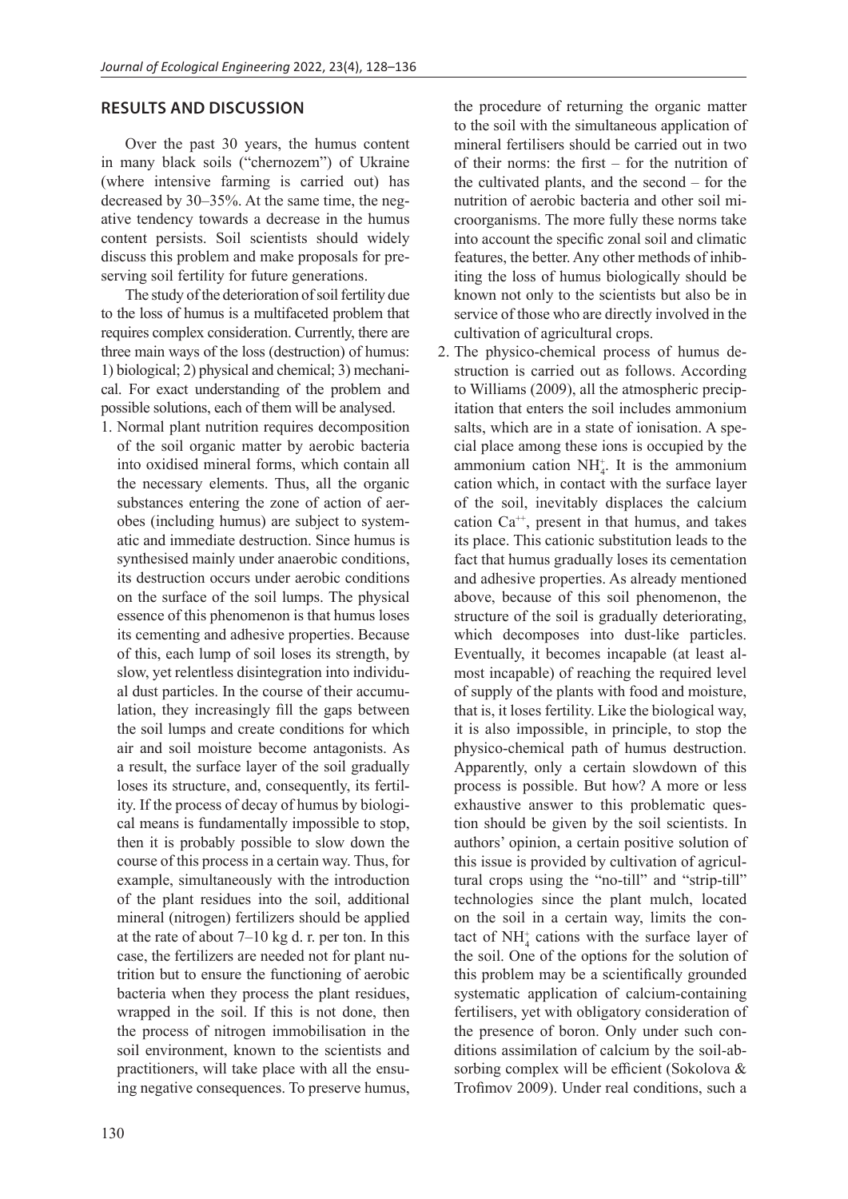## RESULTS AND DISCUSSION

Over the past 30 years, the humus content in many black soils ("chernozem") of Ukraine (where intensive farming is carried out) has decreased by 30–35%. At the same time, the negative tendency towards a decrease in the humus content persists. Soil scientists should widely discuss this problem and make proposals for preserving soil fertility for future generations.

The study of the deterioration of soil fertility due to the loss of humus is a multifaceted problem that requires complex consideration. Currently, there are three main ways of the loss (destruction) of humus: 1) biological; 2) physical and chemical; 3) mechanical. For exact understanding of the problem and possible solutions, each of them will be analysed.

1. Normal plant nutrition requires decomposition of the soil organic matter by aerobic bacteria into oxidised mineral forms, which contain all the necessary elements. Thus, all the organic substances entering the zone of action of aerobes (including humus) are subject to systematic and immediate destruction. Since humus is synthesised mainly under anaerobic conditions, its destruction occurs under aerobic conditions on the surface of the soil lumps. The physical essence of this phenomenon is that humus loses its cementing and adhesive properties. Because of this, each lump of soil loses its strength, by slow, yet relentless disintegration into individual dust particles. In the course of their accumulation, they increasingly fill the gaps between the soil lumps and create conditions for which air and soil moisture become antagonists. As a result, the surface layer of the soil gradually loses its structure, and, consequently, its fertility. If the process of decay of humus by biological means is fundamentally impossible to stop, then it is probably possible to slow down the course of this process in a certain way. Thus, for example, simultaneously with the introduction of the plant residues into the soil, additional mineral (nitrogen) fertilizers should be applied at the rate of about 7–10 kg d. r. per ton. In this case, the fertilizers are needed not for plant nutrition but to ensure the functioning of aerobic bacteria when they process the plant residues, wrapped in the soil. If this is not done, then the process of nitrogen immobilisation in the soil environment, known to the scientists and practitioners, will take place with all the ensuing negative consequences. To preserve humus, the procedure of returning the organic matter to the soil with the simultaneous application of mineral fertilisers should be carried out in two of their norms: the first – for the nutrition of the cultivated plants, and the second – for the nutrition of aerobic bacteria and other soil microorganisms. The more fully these norms take into account the specific zonal soil and climatic features, the better. Any other methods of inhibiting the loss of humus biologically should be known not only to the scientists but also be in service of those who are directly involved in the cultivation of agricultural crops.
2. The physico-chemical process of humus destruction is carried out as follows. According to Williams (2009), all the atmospheric precipitation that enters the soil includes ammonium salts, which are in a state of ionisation. A special place among these ions is occupied by the ammonium cation $NH_4^+$. It is the ammonium cation which, in contact with the surface layer of the soil, inevitably displaces the calcium cation $Ca^{++}$, present in that humus, and takes its place. This cationic substitution leads to the fact that humus gradually loses its cementation and adhesive properties. As already mentioned above, because of this soil phenomenon, the structure of the soil is gradually deteriorating, which decomposes into dust-like particles. Eventually, it becomes incapable (at least almost incapable) of reaching the required level of supply of the plants with food and moisture, that is, it loses fertility. Like the biological way, it is also impossible, in principle, to stop the physico-chemical path of humus destruction. Apparently, only a certain slowdown of this process is possible. But how? A more or less exhaustive answer to this problematic question should be given by the soil scientists. In authors' opinion, a certain positive solution of this issue is provided by cultivation of agricultural crops using the "no-till" and "strip-till" technologies since the plant mulch, located on the soil in a certain way, limits the contact of $NH_4^+$ cations with the surface layer of the soil. One of the options for the solution of this problem may be a scientifically grounded systematic application of calcium-containing fertilisers, yet with obligatory consideration of the presence of boron. Only under such conditions assimilation of calcium by the soil-absorbing complex will be efficient (Sokolova & Trofimov 2009). Under real conditions, such a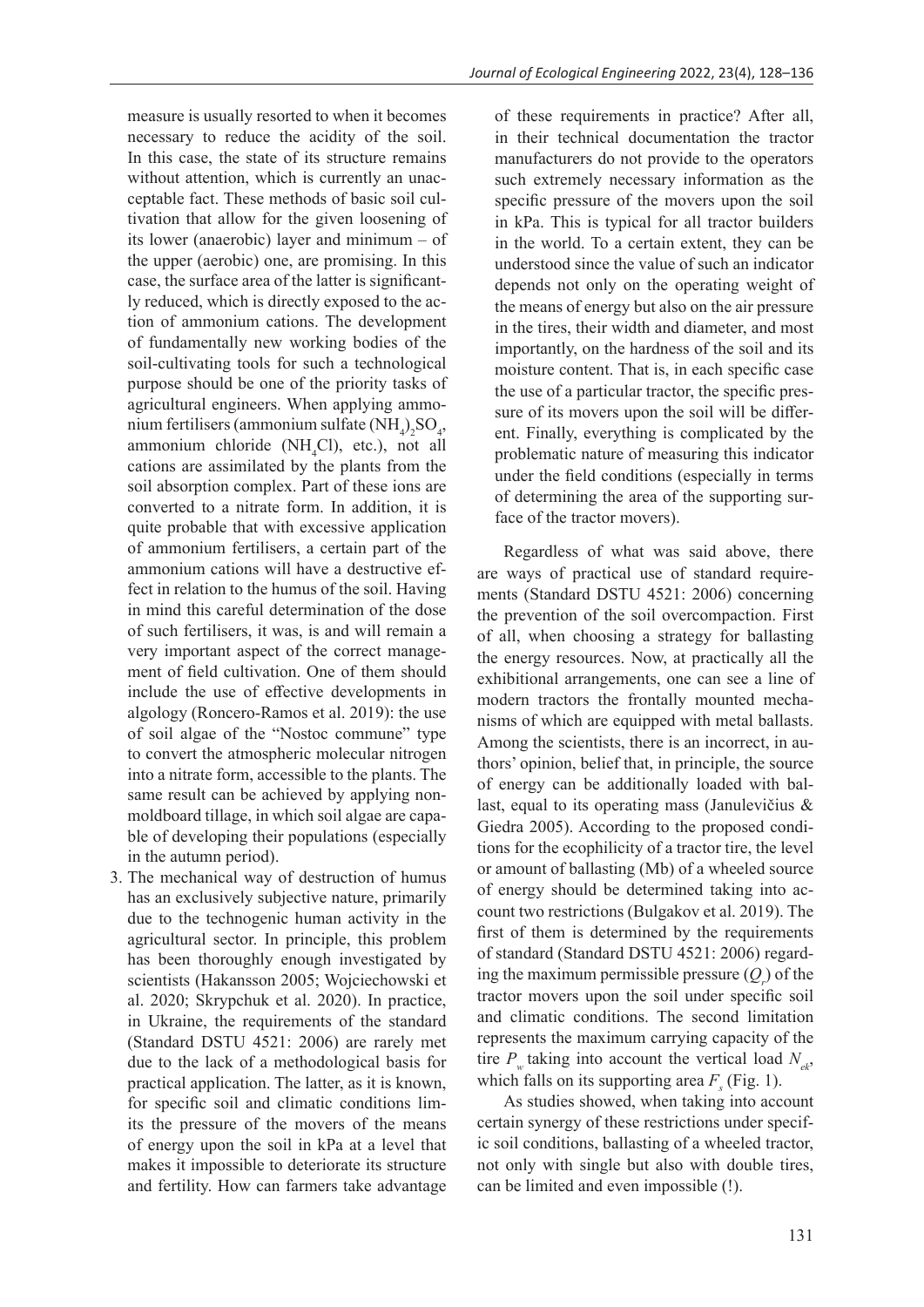measure is usually resorted to when it becomes necessary to reduce the acidity of the soil. In this case, the state of its structure remains without attention, which is currently an unacceptable fact. These methods of basic soil cultivation that allow for the given loosening of its lower (anaerobic) layer and minimum – of the upper (aerobic) one, are promising. In this case, the surface area of the latter is significantly reduced, which is directly exposed to the action of ammonium cations. The development of fundamentally new working bodies of the soil-cultivating tools for such a technological purpose should be one of the priority tasks of agricultural engineers. When applying ammonium fertilisers (ammonium sulfate $(NH_4)_2SO_4$, ammonium chloride ($NH_4Cl$), etc.), not all cations are assimilated by the plants from the soil absorption complex. Part of these ions are converted to a nitrate form. In addition, it is quite probable that with excessive application of ammonium fertilisers, a certain part of the ammonium cations will have a destructive effect in relation to the humus of the soil. Having in mind this careful determination of the dose of such fertilisers, it was, is and will remain a very important aspect of the correct management of field cultivation. One of them should include the use of effective developments in algology (Roncero-Ramos et al. 2019): the use of soil algae of the "Nostoc commune" type to convert the atmospheric molecular nitrogen into a nitrate form, accessible to the plants. The same result can be achieved by applying non-moldboard tillage, in which soil algae are capable of developing their populations (especially in the autumn period).

3. The mechanical way of destruction of humus has an exclusively subjective nature, primarily due to the technogenic human activity in the agricultural sector. In principle, this problem has been thoroughly enough investigated by scientists (Hakansson 2005; Wojciechowski et al. 2020; Skrypchuk et al. 2020). In practice, in Ukraine, the requirements of the standard (Standard DSTU 4521: 2006) are rarely met due to the lack of a methodological basis for practical application. The latter, as it is known, for specific soil and climatic conditions limits the pressure of the movers of the means of energy upon the soil in kPa at a level that makes it impossible to deteriorate its structure and fertility. How can farmers take advantage of these requirements in practice? After all, in their technical documentation the tractor manufacturers do not provide to the operators such extremely necessary information as the specific pressure of the movers upon the soil in kPa. This is typical for all tractor builders in the world. To a certain extent, they can be understood since the value of such an indicator depends not only on the operating weight of the means of energy but also on the air pressure in the tires, their width and diameter, and most importantly, on the hardness of the soil and its moisture content. That is, in each specific case the use of a particular tractor, the specific pressure of its movers upon the soil will be different. Finally, everything is complicated by the problematic nature of measuring this indicator under the field conditions (especially in terms of determining the area of the supporting surface of the tractor movers).

Regardless of what was said above, there are ways of practical use of standard requirements (Standard DSTU 4521: 2006) concerning the prevention of the soil overcompaction. First of all, when choosing a strategy for ballasting the energy resources. Now, at practically all the exhibitional arrangements, one can see a line of modern tractors the frontally mounted mechanisms of which are equipped with metal ballasts. Among the scientists, there is an incorrect, in authors' opinion, belief that, in principle, the source of energy can be additionally loaded with ballast, equal to its operating mass (Janulevičius & Giedra 2005). According to the proposed conditions for the ecophilicity of a tractor tire, the level or amount of ballasting (Mb) of a wheeled source of energy should be determined taking into account two restrictions (Bulgakov et al. 2019). The first of them is determined by the requirements of standard (Standard DSTU 4521: 2006) regarding the maximum permissible pressure ($Q_r$) of the tractor movers upon the soil under specific soil and climatic conditions. The second limitation represents the maximum carrying capacity of the tire $P_w$ taking into account the vertical load $N_{ek}$, which falls on its supporting area $F_s$ (Fig. 1).

As studies showed, when taking into account certain synergy of these restrictions under specific soil conditions, ballasting of a wheeled tractor, not only with single but also with double tires, can be limited and even impossible (!).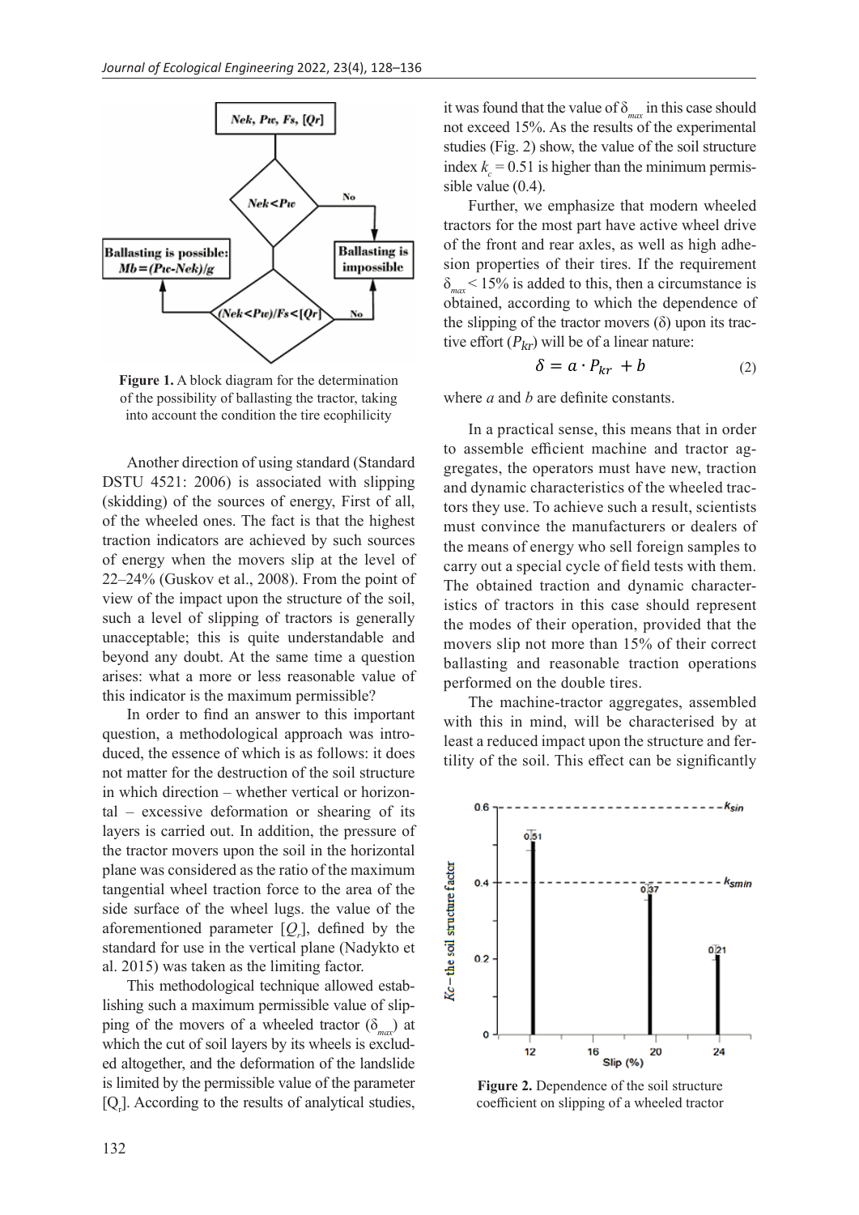Nek, Pw, Fs, [Qr]

Nek<Pw

No

Ballasting is possible: Mb=(Pw-Nek)/g

Ballasting is impossible

(Nek<Pw)/Fs<[Qr]

No

**Figure 1.** A block diagram for the determination of the possibility of ballasting the tractor, taking into account the condition the tire ecophilicity

Another direction of using standard (Standard DSTU 4521: 2006) is associated with slipping (skidding) of the sources of energy, First of all, of the wheeled ones. The fact is that the highest traction indicators are achieved by such sources of energy when the movers slip at the level of 22–24% (Guskov et al., 2008). From the point of view of the impact upon the structure of the soil, such a level of slipping of tractors is generally unacceptable; this is quite understandable and beyond any doubt. At the same time a question arises: what a more or less reasonable value of this indicator is the maximum permissible?

In order to find an answer to this important question, a methodological approach was introduced, the essence of which is as follows: it does not matter for the destruction of the soil structure in which direction – whether vertical or horizontal – excessive deformation or shearing of its layers is carried out. In addition, the pressure of the tractor movers upon the soil in the horizontal plane was considered as the ratio of the maximum tangential wheel traction force to the area of the side surface of the wheel lugs. the value of the aforementioned parameter [$Q_r$], defined by the standard for use in the vertical plane (Nadykto et al. 2015) was taken as the limiting factor.

This methodological technique allowed establishing such a maximum permissible value of slipping of the movers of a wheeled tractor ($\delta_{max}$) at which the cut of soil layers by its wheels is excluded altogether, and the deformation of the landslide is limited by the permissible value of the parameter [$Q_r$]. According to the results of analytical studies, it was found that the value of $\delta_{max}$ in this case should not exceed 15%. As the results of the experimental studies (Fig. 2) show, the value of the soil structure index $k_c = 0.51$ is higher than the minimum permissible value (0.4).

Further, we emphasize that modern wheeled tractors for the most part have active wheel drive of the front and rear axles, as well as high adhesion properties of their tires. If the requirement $\delta_{max} < 15\%$ is added to this, then a circumstance is obtained, according to which the dependence of the slipping of the tractor movers ($\delta$) upon its tractive effort ($P_{kr}$) will be of a linear nature:

$$\delta = a \cdot P_{kr} + b \tag{2}$$

where $a$ and $b$ are definite constants.

In a practical sense, this means that in order to assemble efficient machine and tractor aggregates, the operators must have new, traction and dynamic characteristics of the wheeled tractors they use. To achieve such a result, scientists must convince the manufacturers or dealers of the means of energy who sell foreign samples to carry out a special cycle of field tests with them. The obtained traction and dynamic characteristics of tractors in this case should represent the modes of their operation, provided that the movers slip not more than 15% of their correct ballasting and reasonable traction operations performed on the double tires.

The machine-tractor aggregates, assembled with this in mind, will be characterised by at least a reduced impact upon the structure and fertility of the soil. This effect can be significantly

Kc – the soil structure factor

Slip (%)

0.6, 0.4, 0.2, 0

12, 16, 20, 24

0.51, 0.37, 0.21

$k_{sin}$

$k_{smin}$

**Figure 2.** Dependence of the soil structure coefficient on slipping of a wheeled tractor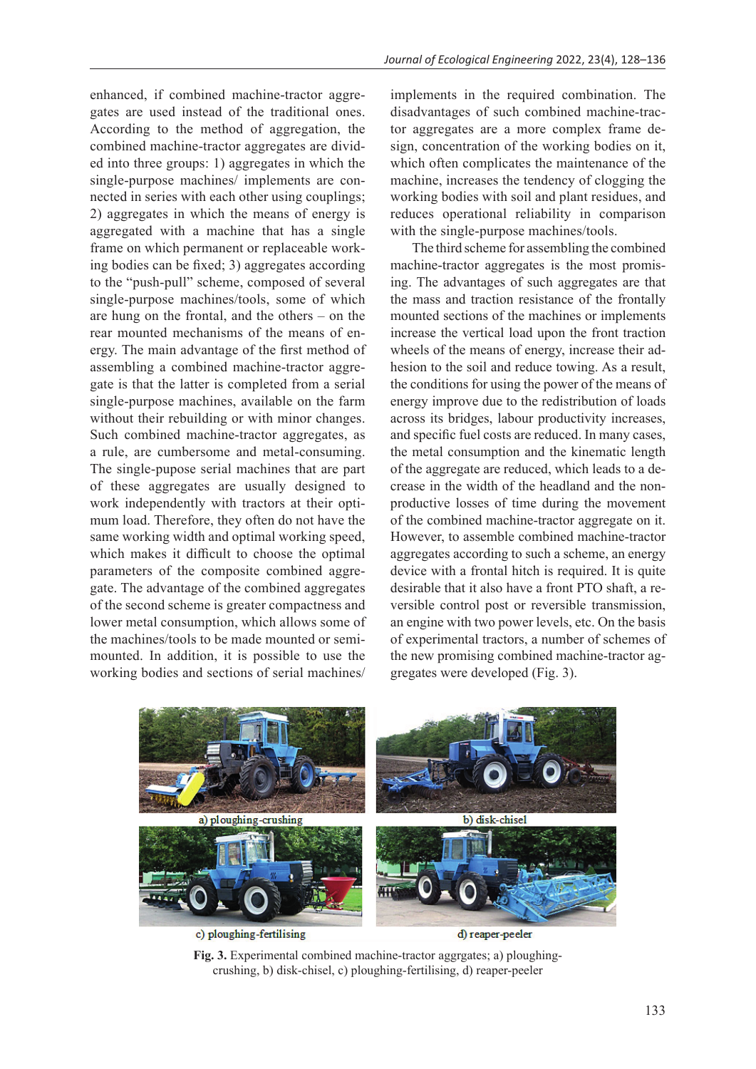enhanced, if combined machine-tractor aggregates are used instead of the traditional ones. According to the method of aggregation, the combined machine-tractor aggregates are divided into three groups: 1) aggregates in which the single-purpose machines/ implements are connected in series with each other using couplings; 2) aggregates in which the means of energy is aggregated with a machine that has a single frame on which permanent or replaceable working bodies can be fixed; 3) aggregates according to the "push-pull" scheme, composed of several single-purpose machines/tools, some of which are hung on the frontal, and the others – on the rear mounted mechanisms of the means of energy. The main advantage of the first method of assembling a combined machine-tractor aggregate is that the latter is completed from a serial single-purpose machines, available on the farm without their rebuilding or with minor changes. Such combined machine-tractor aggregates, as a rule, are cumbersome and metal-consuming. The single-pupose serial machines that are part of these aggregates are usually designed to work independently with tractors at their optimum load. Therefore, they often do not have the same working width and optimal working speed, which makes it difficult to choose the optimal parameters of the composite combined aggregate. The advantage of the combined aggregates of the second scheme is greater compactness and lower metal consumption, which allows some of the machines/tools to be made mounted or semi-mounted. In addition, it is possible to use the working bodies and sections of serial machines/implements in the required combination. The disadvantages of such combined machine-tractor aggregates are a more complex frame design, concentration of the working bodies on it, which often complicates the maintenance of the machine, increases the tendency of clogging the working bodies with soil and plant residues, and reduces operational reliability in comparison with the single-purpose machines/tools.

The third scheme for assembling the combined machine-tractor aggregates is the most promising. The advantages of such aggregates are that the mass and traction resistance of the frontally mounted sections of the machines or implements increase the vertical load upon the front traction wheels of the means of energy, increase their adhesion to the soil and reduce towing. As a result, the conditions for using the power of the means of energy improve due to the redistribution of loads across its bridges, labour productivity increases, and specific fuel costs are reduced. In many cases, the metal consumption and the kinematic length of the aggregate are reduced, which leads to a decrease in the width of the headland and the non-productive losses of time during the movement of the combined machine-tractor aggregate on it. However, to assemble combined machine-tractor aggregates according to such a scheme, an energy device with a frontal hitch is required. It is quite desirable that it also have a front PTO shaft, a reversible control post or reversible transmission, an engine with two power levels, etc. On the basis of experimental tractors, a number of schemes of the new promising combined machine-tractor aggregates were developed (Fig. 3).

a) ploughing-crushing

b) disk-chisel

c) ploughing-fertilising

d) reaper-peeler

**Fig. 3.** Experimental combined machine-tractor aggrgates; a) ploughing-crushing, b) disk-chisel, c) ploughing-fertilising, d) reaper-peeler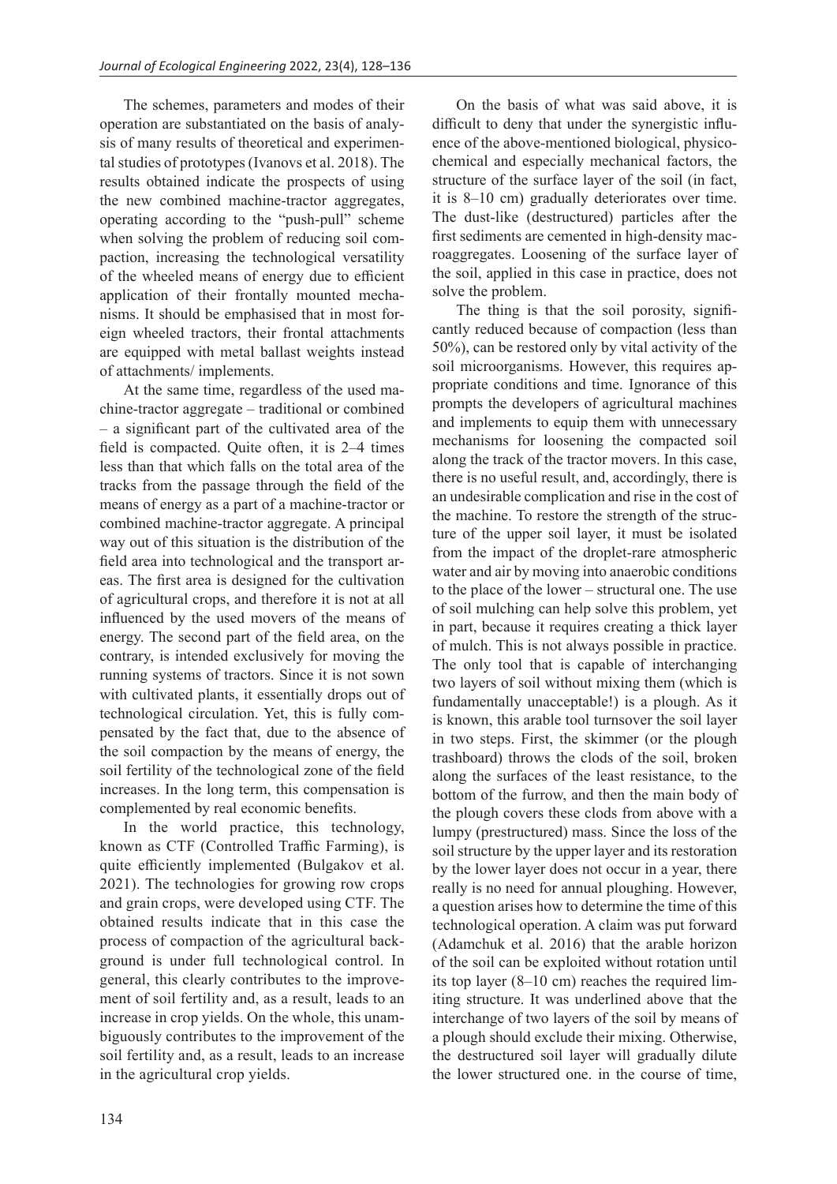The schemes, parameters and modes of their operation are substantiated on the basis of analysis of many results of theoretical and experimental studies of prototypes (Ivanovs et al. 2018). The results obtained indicate the prospects of using the new combined machine-tractor aggregates, operating according to the "push-pull" scheme when solving the problem of reducing soil compaction, increasing the technological versatility of the wheeled means of energy due to efficient application of their frontally mounted mechanisms. It should be emphasised that in most foreign wheeled tractors, their frontal attachments are equipped with metal ballast weights instead of attachments/ implements.

At the same time, regardless of the used machine-tractor aggregate – traditional or combined – a significant part of the cultivated area of the field is compacted. Quite often, it is 2–4 times less than that which falls on the total area of the tracks from the passage through the field of the means of energy as a part of a machine-tractor or combined machine-tractor aggregate. A principal way out of this situation is the distribution of the field area into technological and the transport areas. The first area is designed for the cultivation of agricultural crops, and therefore it is not at all influenced by the used movers of the means of energy. The second part of the field area, on the contrary, is intended exclusively for moving the running systems of tractors. Since it is not sown with cultivated plants, it essentially drops out of technological circulation. Yet, this is fully compensated by the fact that, due to the absence of the soil compaction by the means of energy, the soil fertility of the technological zone of the field increases. In the long term, this compensation is complemented by real economic benefits.

In the world practice, this technology, known as CTF (Controlled Traffic Farming), is quite efficiently implemented (Bulgakov et al. 2021). The technologies for growing row crops and grain crops, were developed using CTF. The obtained results indicate that in this case the process of compaction of the agricultural background is under full technological control. In general, this clearly contributes to the improvement of soil fertility and, as a result, leads to an increase in crop yields. On the whole, this unambiguously contributes to the improvement of the soil fertility and, as a result, leads to an increase in the agricultural crop yields.

On the basis of what was said above, it is difficult to deny that under the synergistic influence of the above-mentioned biological, physicochemical and especially mechanical factors, the structure of the surface layer of the soil (in fact, it is 8–10 cm) gradually deteriorates over time. The dust-like (destructured) particles after the first sediments are cemented in high-density macroaggregates. Loosening of the surface layer of the soil, applied in this case in practice, does not solve the problem.

The thing is that the soil porosity, significantly reduced because of compaction (less than 50%), can be restored only by vital activity of the soil microorganisms. However, this requires appropriate conditions and time. Ignorance of this prompts the developers of agricultural machines and implements to equip them with unnecessary mechanisms for loosening the compacted soil along the track of the tractor movers. In this case, there is no useful result, and, accordingly, there is an undesirable complication and rise in the cost of the machine. To restore the strength of the structure of the upper soil layer, it must be isolated from the impact of the droplet-rare atmospheric water and air by moving into anaerobic conditions to the place of the lower – structural one. The use of soil mulching can help solve this problem, yet in part, because it requires creating a thick layer of mulch. This is not always possible in practice. The only tool that is capable of interchanging two layers of soil without mixing them (which is fundamentally unacceptable!) is a plough. As it is known, this arable tool turnsover the soil layer in two steps. First, the skimmer (or the plough trashboard) throws the clods of the soil, broken along the surfaces of the least resistance, to the bottom of the furrow, and then the main body of the plough covers these clods from above with a lumpy (prestructured) mass. Since the loss of the soil structure by the upper layer and its restoration by the lower layer does not occur in a year, there really is no need for annual ploughing. However, a question arises how to determine the time of this technological operation. A claim was put forward (Adamchuk et al. 2016) that the arable horizon of the soil can be exploited without rotation until its top layer (8–10 cm) reaches the required limiting structure. It was underlined above that the interchange of two layers of the soil by means of a plough should exclude their mixing. Otherwise, the destructured soil layer will gradually dilute the lower structured one. in the course of time,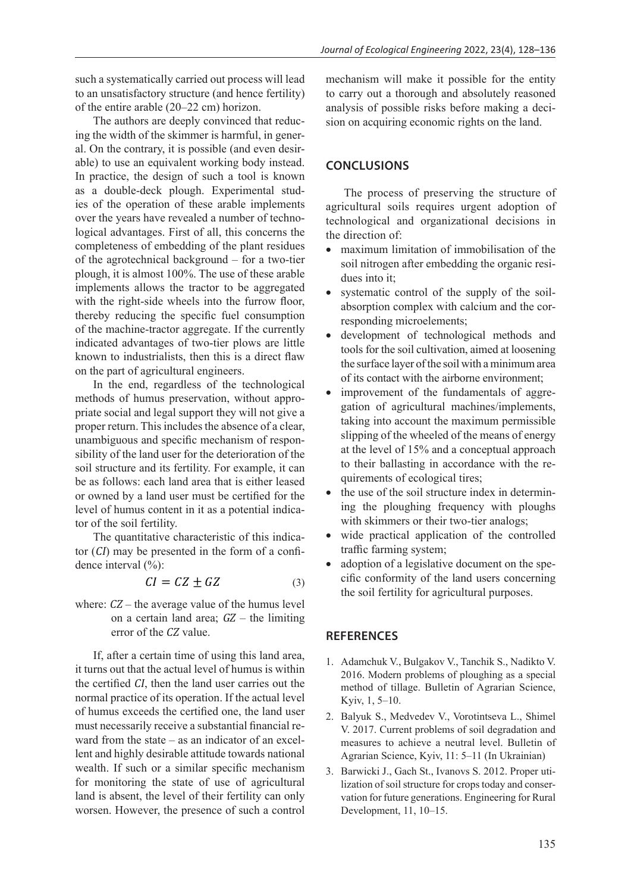such a systematically carried out process will lead to an unsatisfactory structure (and hence fertility) of the entire arable (20–22 cm) horizon.

The authors are deeply convinced that reducing the width of the skimmer is harmful, in general. On the contrary, it is possible (and even desirable) to use an equivalent working body instead. In practice, the design of such a tool is known as a double-deck plough. Experimental studies of the operation of these arable implements over the years have revealed a number of technological advantages. First of all, this concerns the completeness of embedding of the plant residues of the agrotechnical background – for a two-tier plough, it is almost 100%. The use of these arable implements allows the tractor to be aggregated with the right-side wheels into the furrow floor, thereby reducing the specific fuel consumption of the machine-tractor aggregate. If the currently indicated advantages of two-tier plows are little known to industrialists, then this is a direct flaw on the part of agricultural engineers.

In the end, regardless of the technological methods of humus preservation, without appropriate social and legal support they will not give a proper return. This includes the absence of a clear, unambiguous and specific mechanism of responsibility of the land user for the deterioration of the soil structure and its fertility. For example, it can be as follows: each land area that is either leased or owned by a land user must be certified for the level of humus content in it as a potential indicator of the soil fertility.

The quantitative characteristic of this indicator ($CI$) may be presented in the form of a confidence interval (%):

$$CI = CZ \pm GZ \tag{3}$$

where: $CZ$ – the average value of the humus level on a certain land area; $GZ$ – the limiting error of the $CZ$ value.

If, after a certain time of using this land area, it turns out that the actual level of humus is within the certified $CI$, then the land user carries out the normal practice of its operation. If the actual level of humus exceeds the certified one, the land user must necessarily receive a substantial financial reward from the state – as an indicator of an excellent and highly desirable attitude towards national wealth. If such or a similar specific mechanism for monitoring the state of use of agricultural land is absent, the level of their fertility can only worsen. However, the presence of such a control mechanism will make it possible for the entity to carry out a thorough and absolutely reasoned analysis of possible risks before making a decision on acquiring economic rights on the land.

## CONCLUSIONS

The process of preserving the structure of agricultural soils requires urgent adoption of technological and organizational decisions in the direction of:

- maximum limitation of immobilisation of the soil nitrogen after embedding the organic residues into it;
- systematic control of the supply of the soil-absorption complex with calcium and the corresponding microelements;
- development of technological methods and tools for the soil cultivation, aimed at loosening the surface layer of the soil with a minimum area of its contact with the airborne environment;
- improvement of the fundamentals of aggregation of agricultural machines/implements, taking into account the maximum permissible slipping of the wheeled of the means of energy at the level of 15% and a conceptual approach to their ballasting in accordance with the requirements of ecological tires;
- the use of the soil structure index in determining the ploughing frequency with ploughs with skimmers or their two-tier analogs;
- wide practical application of the controlled traffic farming system;
- adoption of a legislative document on the specific conformity of the land users concerning the soil fertility for agricultural purposes.

## REFERENCES

1. Adamchuk V., Bulgakov V., Tanchik S., Nadikto V. 2016. Modern problems of ploughing as a special method of tillage. Bulletin of Agrarian Science, Kyiv, 1, 5–10.
2. Balyuk S., Medvedev V., Vorotintseva L., Shimel V. 2017. Current problems of soil degradation and measures to achieve a neutral level. Bulletin of Agrarian Science, Kyiv, 11: 5–11 (In Ukrainian)
3. Barwicki J., Gach St., Ivanovs S. 2012. Proper utilization of soil structure for crops today and conservation for future generations. Engineering for Rural Development, 11, 10–15.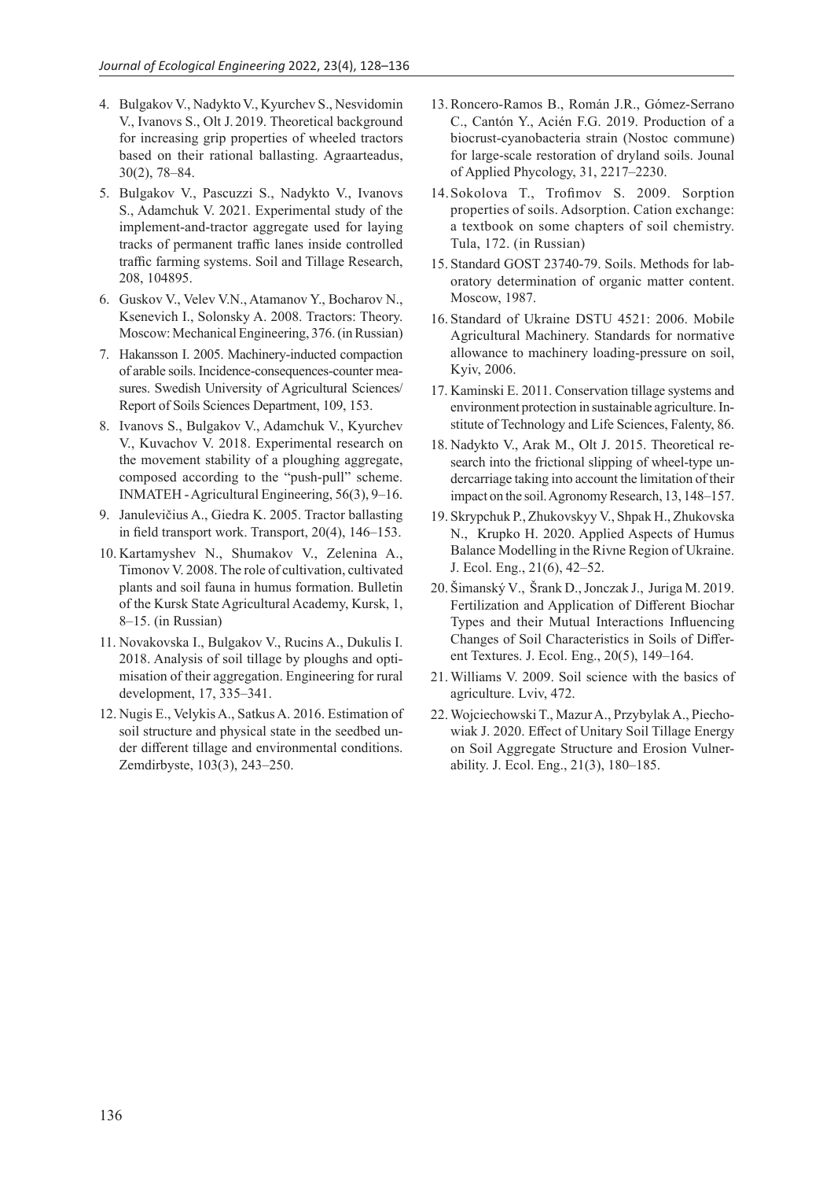4. Bulgakov V., Nadykto V., Kyurchev S., Nesvidomin V., Ivanovs S., Olt J. 2019. Theoretical background for increasing grip properties of wheeled tractors based on their rational ballasting. Agraarteadus, 30(2), 78–84.
5. Bulgakov V., Pascuzzi S., Nadykto V., Ivanovs S., Adamchuk V. 2021. Experimental study of the implement-and-tractor aggregate used for laying tracks of permanent traffic lanes inside controlled traffic farming systems. Soil and Tillage Research, 208, 104895.
6. Guskov V., Velev V.N., Atamanov Y., Bocharov N., Ksenevich I., Solonsky A. 2008. Tractors: Theory. Moscow: Mechanical Engineering, 376. (in Russian)
7. Hakansson I. 2005. Machinery-inducted compaction of arable soils. Incidence-consequences-counter measures. Swedish University of Agricultural Sciences/ Report of Soils Sciences Department, 109, 153.
8. Ivanovs S., Bulgakov V., Adamchuk V., Kyurchev V., Kuvachov V. 2018. Experimental research on the movement stability of a ploughing aggregate, composed according to the "push-pull" scheme. INMATEH - Agricultural Engineering, 56(3), 9–16.
9. Janulevičius A., Giedra K. 2005. Tractor ballasting in field transport work. Transport, 20(4), 146–153.
10. Kartamyshev N., Shumakov V., Zelenina A., Timonov V. 2008. The role of cultivation, cultivated plants and soil fauna in humus formation. Bulletin of the Kursk State Agricultural Academy, Kursk, 1, 8–15. (in Russian)
11. Novakovska I., Bulgakov V., Rucins A., Dukulis I. 2018. Analysis of soil tillage by ploughs and optimisation of their aggregation. Engineering for rural development, 17, 335–341.
12. Nugis E., Velykis A., Satkus A. 2016. Estimation of soil structure and physical state in the seedbed under different tillage and environmental conditions. Zemdirbyste, 103(3), 243–250.
13. Roncero-Ramos B., Román J.R., Gómez-Serrano C., Cantón Y., Acién F.G. 2019. Production of a biocrust-cyanobacteria strain (Nostoc commune) for large-scale restoration of dryland soils. Jounal of Applied Phycology, 31, 2217–2230.
14. Sokolova T., Trofimov S. 2009. Sorption properties of soils. Adsorption. Cation exchange: a textbook on some chapters of soil chemistry. Tula, 172. (in Russian)
15. Standard GOST 23740-79. Soils. Methods for laboratory determination of organic matter content. Moscow, 1987.
16. Standard of Ukraine DSTU 4521: 2006. Mobile Agricultural Machinery. Standards for normative allowance to machinery loading-pressure on soil, Kyiv, 2006.
17. Kaminski E. 2011. Conservation tillage systems and environment protection in sustainable agriculture. Institute of Technology and Life Sciences, Falenty, 86.
18. Nadykto V., Arak M., Olt J. 2015. Theoretical research into the frictional slipping of wheel-type undercarriage taking into account the limitation of their impact on the soil. Agronomy Research, 13, 148–157.
19. Skrypchuk P., Zhukovskyy V., Shpak H., Zhukovska N., Krupko H. 2020. Applied Aspects of Humus Balance Modelling in the Rivne Region of Ukraine. J. Ecol. Eng., 21(6), 42–52.
20. Šimanský V., Šrank D., Jonczak J., Juriga M. 2019. Fertilization and Application of Different Biochar Types and their Mutual Interactions Influencing Changes of Soil Characteristics in Soils of Different Textures. J. Ecol. Eng., 20(5), 149–164.
21. Williams V. 2009. Soil science with the basics of agriculture. Lviv, 472.
22. Wojciechowski T., Mazur A., Przybylak A., Piechowiak J. 2020. Effect of Unitary Soil Tillage Energy on Soil Aggregate Structure and Erosion Vulnerability. J. Ecol. Eng., 21(3), 180–185.